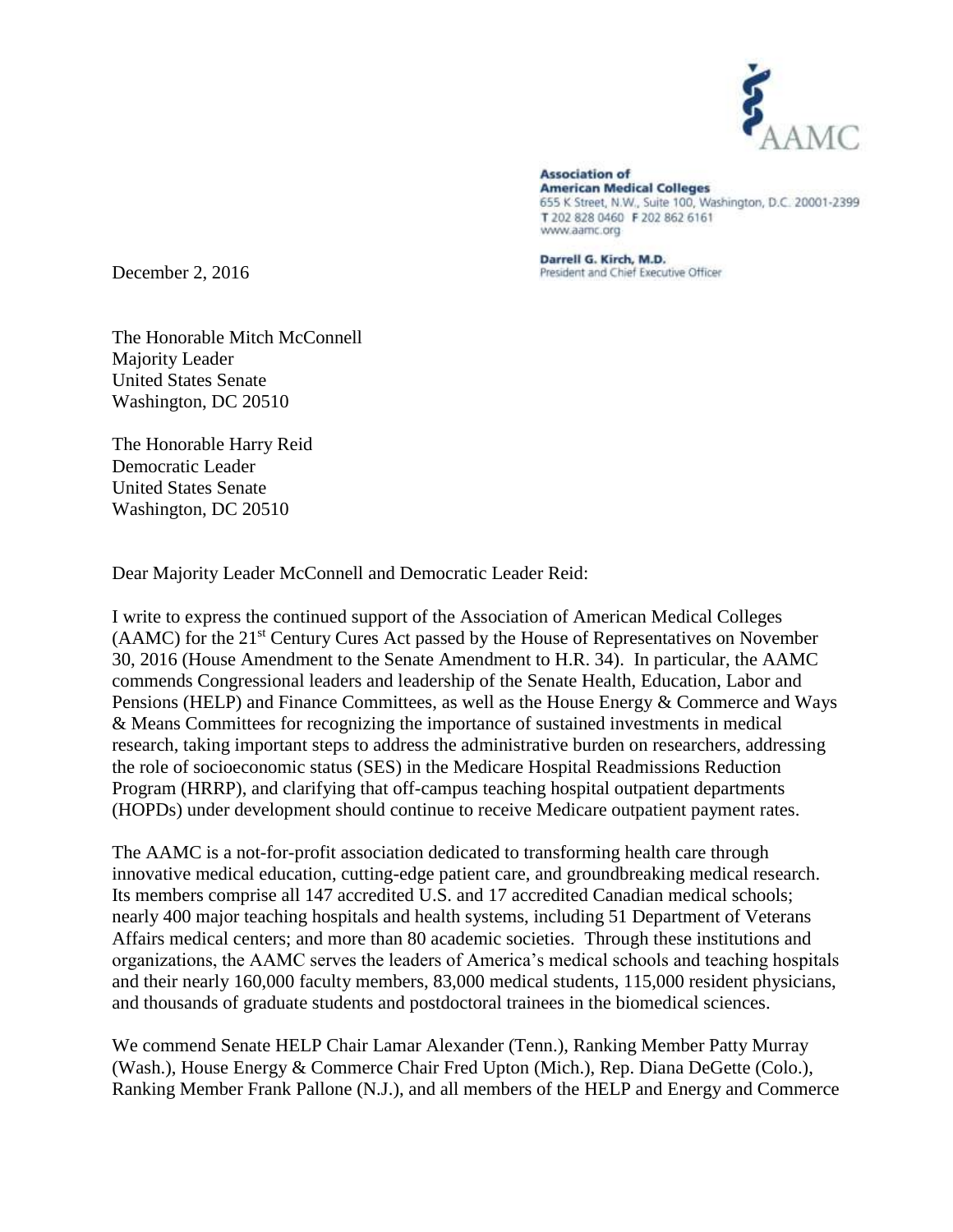AAMC

**Association of American Medical Colleges**
655 K Street, N.W., Suite 100, Washington, D.C. 20001-2399
T 202 828 0460 F 202 862 6161
www.aamc.org

**Darrell G. Kirch, M.D.**
President and Chief Executive Officer

December 2, 2016

The Honorable Mitch McConnell
Majority Leader
United States Senate
Washington, DC 20510

The Honorable Harry Reid
Democratic Leader
United States Senate
Washington, DC 20510

Dear Majority Leader McConnell and Democratic Leader Reid:

I write to express the continued support of the Association of American Medical Colleges (AAMC) for the 21st Century Cures Act passed by the House of Representatives on November 30, 2016 (House Amendment to the Senate Amendment to H.R. 34). In particular, the AAMC commends Congressional leaders and leadership of the Senate Health, Education, Labor and Pensions (HELP) and Finance Committees, as well as the House Energy & Commerce and Ways & Means Committees for recognizing the importance of sustained investments in medical research, taking important steps to address the administrative burden on researchers, addressing the role of socioeconomic status (SES) in the Medicare Hospital Readmissions Reduction Program (HRRP), and clarifying that off-campus teaching hospital outpatient departments (HOPDs) under development should continue to receive Medicare outpatient payment rates.

The AAMC is a not-for-profit association dedicated to transforming health care through innovative medical education, cutting-edge patient care, and groundbreaking medical research. Its members comprise all 147 accredited U.S. and 17 accredited Canadian medical schools; nearly 400 major teaching hospitals and health systems, including 51 Department of Veterans Affairs medical centers; and more than 80 academic societies. Through these institutions and organizations, the AAMC serves the leaders of America's medical schools and teaching hospitals and their nearly 160,000 faculty members, 83,000 medical students, 115,000 resident physicians, and thousands of graduate students and postdoctoral trainees in the biomedical sciences.

We commend Senate HELP Chair Lamar Alexander (Tenn.), Ranking Member Patty Murray (Wash.), House Energy & Commerce Chair Fred Upton (Mich.), Rep. Diana DeGette (Colo.), Ranking Member Frank Pallone (N.J.), and all members of the HELP and Energy and Commerce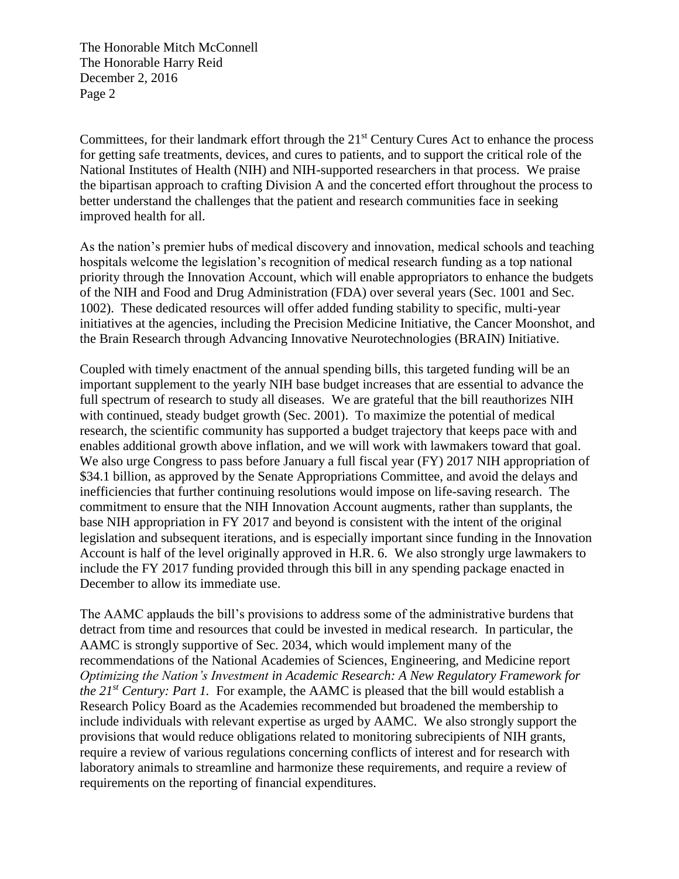Committees, for their landmark effort through the 21st Century Cures Act to enhance the process for getting safe treatments, devices, and cures to patients, and to support the critical role of the National Institutes of Health (NIH) and NIH-supported researchers in that process. We praise the bipartisan approach to crafting Division A and the concerted effort throughout the process to better understand the challenges that the patient and research communities face in seeking improved health for all.

As the nation's premier hubs of medical discovery and innovation, medical schools and teaching hospitals welcome the legislation's recognition of medical research funding as a top national priority through the Innovation Account, which will enable appropriators to enhance the budgets of the NIH and Food and Drug Administration (FDA) over several years (Sec. 1001 and Sec. 1002). These dedicated resources will offer added funding stability to specific, multi-year initiatives at the agencies, including the Precision Medicine Initiative, the Cancer Moonshot, and the Brain Research through Advancing Innovative Neurotechnologies (BRAIN) Initiative.

Coupled with timely enactment of the annual spending bills, this targeted funding will be an important supplement to the yearly NIH base budget increases that are essential to advance the full spectrum of research to study all diseases. We are grateful that the bill reauthorizes NIH with continued, steady budget growth (Sec. 2001). To maximize the potential of medical research, the scientific community has supported a budget trajectory that keeps pace with and enables additional growth above inflation, and we will work with lawmakers toward that goal. We also urge Congress to pass before January a full fiscal year (FY) 2017 NIH appropriation of $34.1 billion, as approved by the Senate Appropriations Committee, and avoid the delays and inefficiencies that further continuing resolutions would impose on life-saving research. The commitment to ensure that the NIH Innovation Account augments, rather than supplants, the base NIH appropriation in FY 2017 and beyond is consistent with the intent of the original legislation and subsequent iterations, and is especially important since funding in the Innovation Account is half of the level originally approved in H.R. 6. We also strongly urge lawmakers to include the FY 2017 funding provided through this bill in any spending package enacted in December to allow its immediate use.

The AAMC applauds the bill's provisions to address some of the administrative burdens that detract from time and resources that could be invested in medical research. In particular, the AAMC is strongly supportive of Sec. 2034, which would implement many of the recommendations of the National Academies of Sciences, Engineering, and Medicine report *Optimizing the Nation's Investment in Academic Research: A New Regulatory Framework for the 21st Century: Part 1.* For example, the AAMC is pleased that the bill would establish a Research Policy Board as the Academies recommended but broadened the membership to include individuals with relevant expertise as urged by AAMC. We also strongly support the provisions that would reduce obligations related to monitoring subrecipients of NIH grants, require a review of various regulations concerning conflicts of interest and for research with laboratory animals to streamline and harmonize these requirements, and require a review of requirements on the reporting of financial expenditures.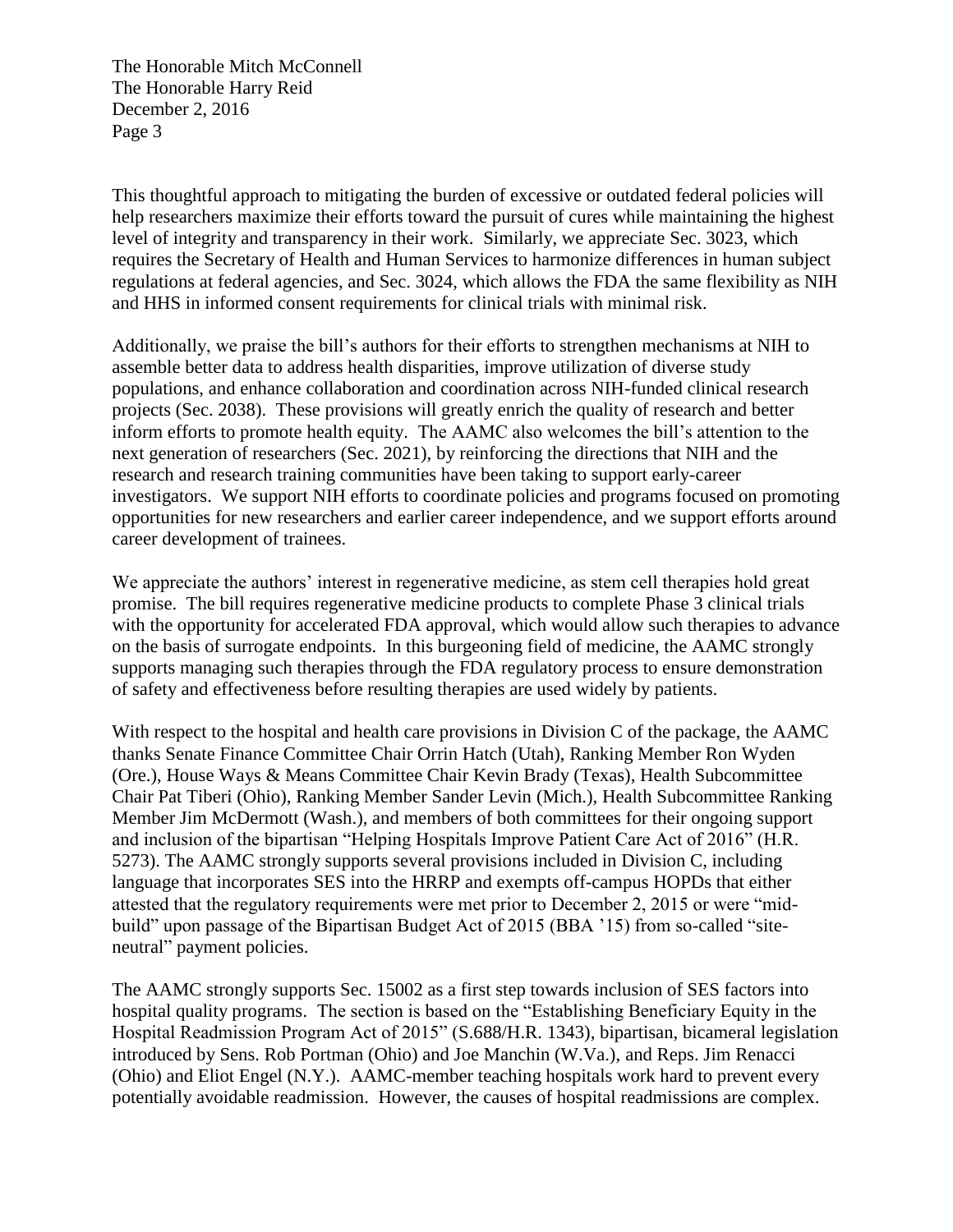This thoughtful approach to mitigating the burden of excessive or outdated federal policies will help researchers maximize their efforts toward the pursuit of cures while maintaining the highest level of integrity and transparency in their work. Similarly, we appreciate Sec. 3023, which requires the Secretary of Health and Human Services to harmonize differences in human subject regulations at federal agencies, and Sec. 3024, which allows the FDA the same flexibility as NIH and HHS in informed consent requirements for clinical trials with minimal risk.

Additionally, we praise the bill's authors for their efforts to strengthen mechanisms at NIH to assemble better data to address health disparities, improve utilization of diverse study populations, and enhance collaboration and coordination across NIH-funded clinical research projects (Sec. 2038). These provisions will greatly enrich the quality of research and better inform efforts to promote health equity. The AAMC also welcomes the bill's attention to the next generation of researchers (Sec. 2021), by reinforcing the directions that NIH and the research and research training communities have been taking to support early-career investigators. We support NIH efforts to coordinate policies and programs focused on promoting opportunities for new researchers and earlier career independence, and we support efforts around career development of trainees.

We appreciate the authors' interest in regenerative medicine, as stem cell therapies hold great promise. The bill requires regenerative medicine products to complete Phase 3 clinical trials with the opportunity for accelerated FDA approval, which would allow such therapies to advance on the basis of surrogate endpoints. In this burgeoning field of medicine, the AAMC strongly supports managing such therapies through the FDA regulatory process to ensure demonstration of safety and effectiveness before resulting therapies are used widely by patients.

With respect to the hospital and health care provisions in Division C of the package, the AAMC thanks Senate Finance Committee Chair Orrin Hatch (Utah), Ranking Member Ron Wyden (Ore.), House Ways & Means Committee Chair Kevin Brady (Texas), Health Subcommittee Chair Pat Tiberi (Ohio), Ranking Member Sander Levin (Mich.), Health Subcommittee Ranking Member Jim McDermott (Wash.), and members of both committees for their ongoing support and inclusion of the bipartisan "Helping Hospitals Improve Patient Care Act of 2016" (H.R. 5273). The AAMC strongly supports several provisions included in Division C, including language that incorporates SES into the HRRP and exempts off-campus HOPDs that either attested that the regulatory requirements were met prior to December 2, 2015 or were "mid-build" upon passage of the Bipartisan Budget Act of 2015 (BBA '15) from so-called "site-neutral" payment policies.

The AAMC strongly supports Sec. 15002 as a first step towards inclusion of SES factors into hospital quality programs. The section is based on the "Establishing Beneficiary Equity in the Hospital Readmission Program Act of 2015" (S.688/H.R. 1343), bipartisan, bicameral legislation introduced by Sens. Rob Portman (Ohio) and Joe Manchin (W.Va.), and Reps. Jim Renacci (Ohio) and Eliot Engel (N.Y.). AAMC-member teaching hospitals work hard to prevent every potentially avoidable readmission. However, the causes of hospital readmissions are complex.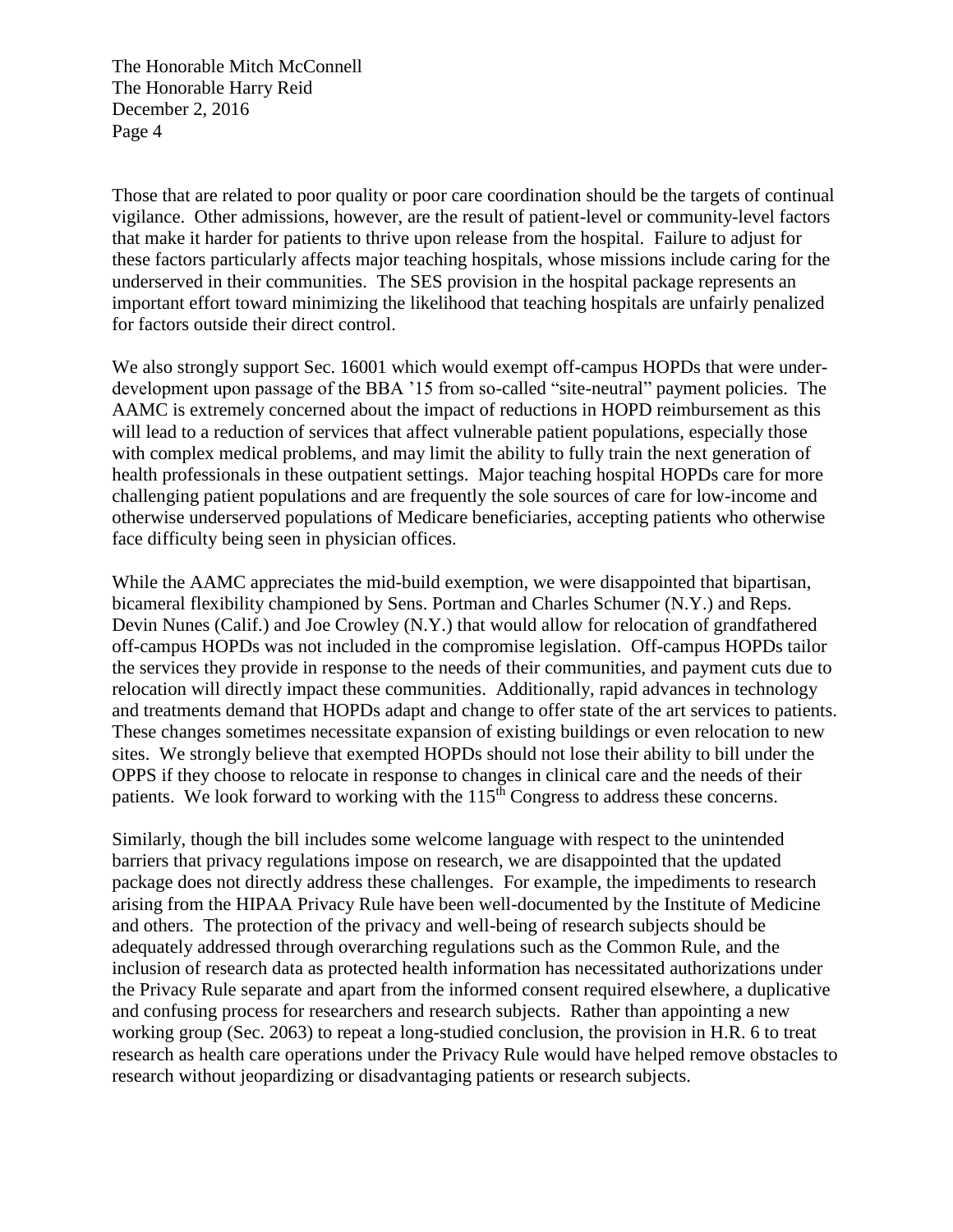Those that are related to poor quality or poor care coordination should be the targets of continual vigilance. Other admissions, however, are the result of patient-level or community-level factors that make it harder for patients to thrive upon release from the hospital. Failure to adjust for these factors particularly affects major teaching hospitals, whose missions include caring for the underserved in their communities. The SES provision in the hospital package represents an important effort toward minimizing the likelihood that teaching hospitals are unfairly penalized for factors outside their direct control.

We also strongly support Sec. 16001 which would exempt off-campus HOPDs that were under-development upon passage of the BBA '15 from so-called "site-neutral" payment policies. The AAMC is extremely concerned about the impact of reductions in HOPD reimbursement as this will lead to a reduction of services that affect vulnerable patient populations, especially those with complex medical problems, and may limit the ability to fully train the next generation of health professionals in these outpatient settings. Major teaching hospital HOPDs care for more challenging patient populations and are frequently the sole sources of care for low-income and otherwise underserved populations of Medicare beneficiaries, accepting patients who otherwise face difficulty being seen in physician offices.

While the AAMC appreciates the mid-build exemption, we were disappointed that bipartisan, bicameral flexibility championed by Sens. Portman and Charles Schumer (N.Y.) and Reps. Devin Nunes (Calif.) and Joe Crowley (N.Y.) that would allow for relocation of grandfathered off-campus HOPDs was not included in the compromise legislation. Off-campus HOPDs tailor the services they provide in response to the needs of their communities, and payment cuts due to relocation will directly impact these communities. Additionally, rapid advances in technology and treatments demand that HOPDs adapt and change to offer state of the art services to patients. These changes sometimes necessitate expansion of existing buildings or even relocation to new sites. We strongly believe that exempted HOPDs should not lose their ability to bill under the OPPS if they choose to relocate in response to changes in clinical care and the needs of their patients. We look forward to working with the 115th Congress to address these concerns.

Similarly, though the bill includes some welcome language with respect to the unintended barriers that privacy regulations impose on research, we are disappointed that the updated package does not directly address these challenges. For example, the impediments to research arising from the HIPAA Privacy Rule have been well-documented by the Institute of Medicine and others. The protection of the privacy and well-being of research subjects should be adequately addressed through overarching regulations such as the Common Rule, and the inclusion of research data as protected health information has necessitated authorizations under the Privacy Rule separate and apart from the informed consent required elsewhere, a duplicative and confusing process for researchers and research subjects. Rather than appointing a new working group (Sec. 2063) to repeat a long-studied conclusion, the provision in H.R. 6 to treat research as health care operations under the Privacy Rule would have helped remove obstacles to research without jeopardizing or disadvantaging patients or research subjects.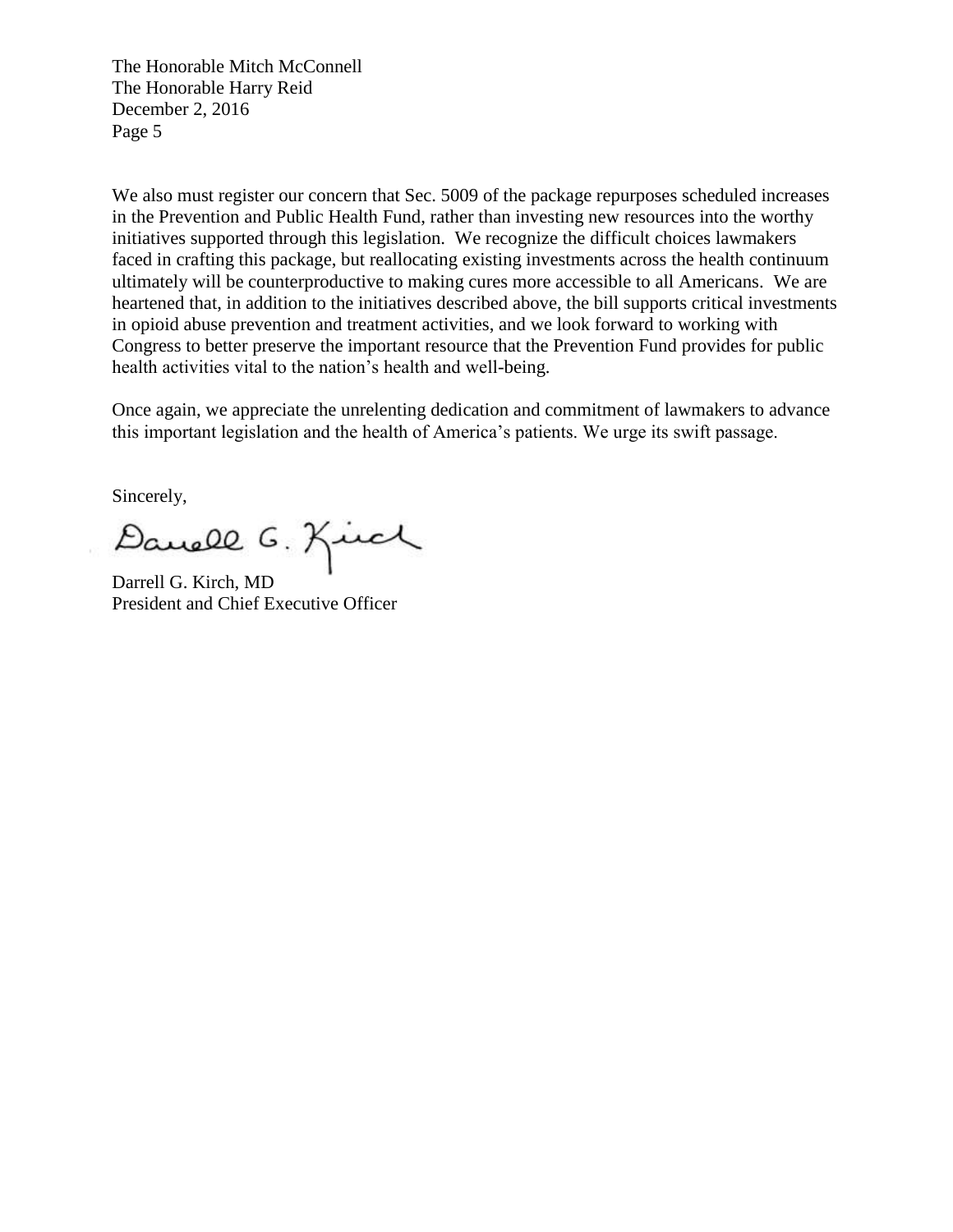We also must register our concern that Sec. 5009 of the package repurposes scheduled increases in the Prevention and Public Health Fund, rather than investing new resources into the worthy initiatives supported through this legislation. We recognize the difficult choices lawmakers faced in crafting this package, but reallocating existing investments across the health continuum ultimately will be counterproductive to making cures more accessible to all Americans. We are heartened that, in addition to the initiatives described above, the bill supports critical investments in opioid abuse prevention and treatment activities, and we look forward to working with Congress to better preserve the important resource that the Prevention Fund provides for public health activities vital to the nation's health and well-being.

Once again, we appreciate the unrelenting dedication and commitment of lawmakers to advance this important legislation and the health of America's patients. We urge its swift passage.

Sincerely,

Darrell G. Kirch

Darrell G. Kirch, MD
President and Chief Executive Officer